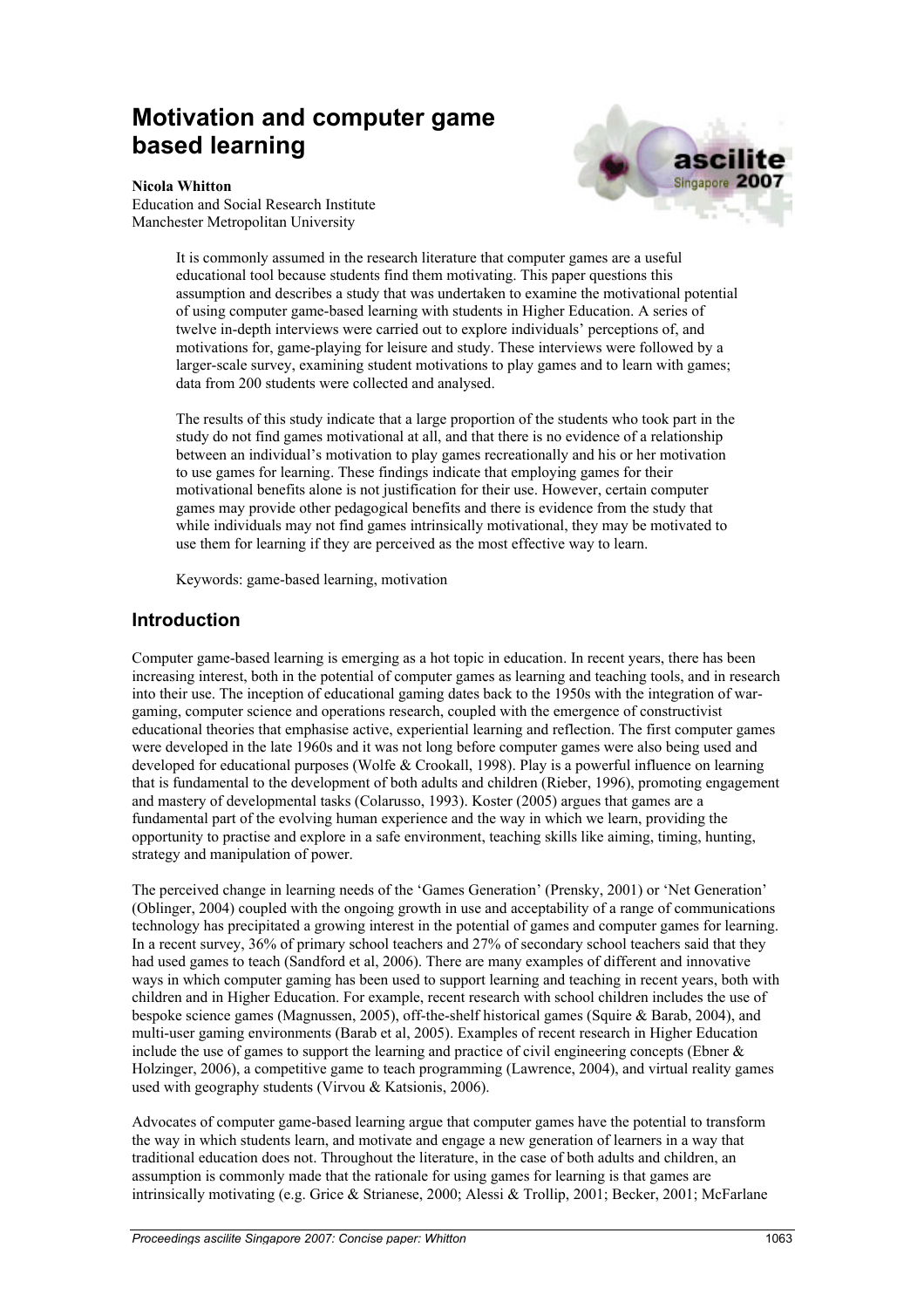# Motivation and computer game based learning

**Nicola Whitton**
Education and Social Research Institute
Manchester Metropolitan University

> It is commonly assumed in the research literature that computer games are a useful educational tool because students find them motivating. This paper questions this assumption and describes a study that was undertaken to examine the motivational potential of using computer game-based learning with students in Higher Education. A series of twelve in-depth interviews were carried out to explore individuals' perceptions of, and motivations for, game-playing for leisure and study. These interviews were followed by a larger-scale survey, examining student motivations to play games and to learn with games; data from 200 students were collected and analysed.
>
> The results of this study indicate that a large proportion of the students who took part in the study do not find games motivational at all, and that there is no evidence of a relationship between an individual's motivation to play games recreationally and his or her motivation to use games for learning. These findings indicate that employing games for their motivational benefits alone is not justification for their use. However, certain computer games may provide other pedagogical benefits and there is evidence from the study that while individuals may not find games intrinsically motivational, they may be motivated to use them for learning if they are perceived as the most effective way to learn.
>
> Keywords: game-based learning, motivation

## Introduction

Computer game-based learning is emerging as a hot topic in education. In recent years, there has been increasing interest, both in the potential of computer games as learning and teaching tools, and in research into their use. The inception of educational gaming dates back to the 1950s with the integration of war-gaming, computer science and operations research, coupled with the emergence of constructivist educational theories that emphasise active, experiential learning and reflection. The first computer games were developed in the late 1960s and it was not long before computer games were also being used and developed for educational purposes (Wolfe & Crookall, 1998). Play is a powerful influence on learning that is fundamental to the development of both adults and children (Rieber, 1996), promoting engagement and mastery of developmental tasks (Colarusso, 1993). Koster (2005) argues that games are a fundamental part of the evolving human experience and the way in which we learn, providing the opportunity to practise and explore in a safe environment, teaching skills like aiming, timing, hunting, strategy and manipulation of power.

The perceived change in learning needs of the 'Games Generation' (Prensky, 2001) or 'Net Generation' (Oblinger, 2004) coupled with the ongoing growth in use and acceptability of a range of communications technology has precipitated a growing interest in the potential of games and computer games for learning. In a recent survey, 36% of primary school teachers and 27% of secondary school teachers said that they had used games to teach (Sandford et al, 2006). There are many examples of different and innovative ways in which computer gaming has been used to support learning and teaching in recent years, both with children and in Higher Education. For example, recent research with school children includes the use of bespoke science games (Magnussen, 2005), off-the-shelf historical games (Squire & Barab, 2004), and multi-user gaming environments (Barab et al, 2005). Examples of recent research in Higher Education include the use of games to support the learning and practice of civil engineering concepts (Ebner & Holzinger, 2006), a competitive game to teach programming (Lawrence, 2004), and virtual reality games used with geography students (Virvou & Katsionis, 2006).

Advocates of computer game-based learning argue that computer games have the potential to transform the way in which students learn, and motivate and engage a new generation of learners in a way that traditional education does not. Throughout the literature, in the case of both adults and children, an assumption is commonly made that the rationale for using games for learning is that games are intrinsically motivating (e.g. Grice & Strianese, 2000; Alessi & Trollip, 2001; Becker, 2001; McFarlane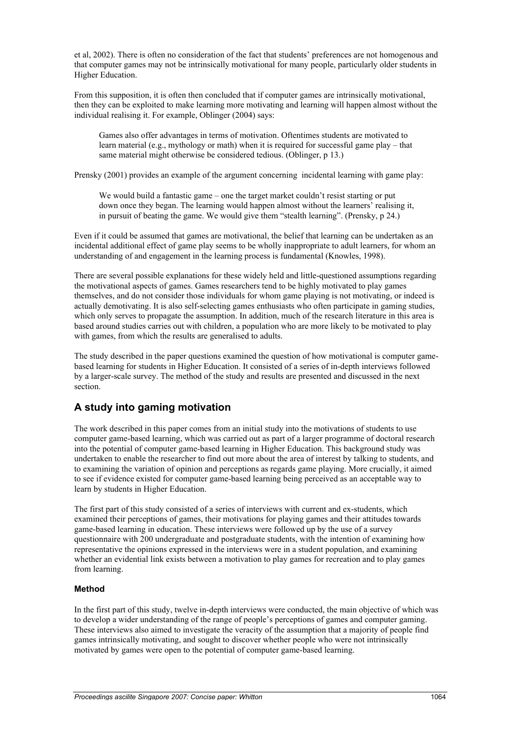et al, 2002). There is often no consideration of the fact that students' preferences are not homogenous and that computer games may not be intrinsically motivational for many people, particularly older students in Higher Education.

From this supposition, it is often then concluded that if computer games are intrinsically motivational, then they can be exploited to make learning more motivating and learning will happen almost without the individual realising it. For example, Oblinger (2004) says:

> Games also offer advantages in terms of motivation. Oftentimes students are motivated to learn material (e.g., mythology or math) when it is required for successful game play – that same material might otherwise be considered tedious. (Oblinger, p 13.)

Prensky (2001) provides an example of the argument concerning incidental learning with game play:

> We would build a fantastic game – one the target market couldn't resist starting or put down once they began. The learning would happen almost without the learners' realising it, in pursuit of beating the game. We would give them "stealth learning". (Prensky, p 24.)

Even if it could be assumed that games are motivational, the belief that learning can be undertaken as an incidental additional effect of game play seems to be wholly inappropriate to adult learners, for whom an understanding of and engagement in the learning process is fundamental (Knowles, 1998).

There are several possible explanations for these widely held and little-questioned assumptions regarding the motivational aspects of games. Games researchers tend to be highly motivated to play games themselves, and do not consider those individuals for whom game playing is not motivating, or indeed is actually demotivating. It is also self-selecting games enthusiasts who often participate in gaming studies, which only serves to propagate the assumption. In addition, much of the research literature in this area is based around studies carries out with children, a population who are more likely to be motivated to play with games, from which the results are generalised to adults.

The study described in the paper questions examined the question of how motivational is computer game-based learning for students in Higher Education. It consisted of a series of in-depth interviews followed by a larger-scale survey. The method of the study and results are presented and discussed in the next section.

## A study into gaming motivation

The work described in this paper comes from an initial study into the motivations of students to use computer game-based learning, which was carried out as part of a larger programme of doctoral research into the potential of computer game-based learning in Higher Education. This background study was undertaken to enable the researcher to find out more about the area of interest by talking to students, and to examining the variation of opinion and perceptions as regards game playing. More crucially, it aimed to see if evidence existed for computer game-based learning being perceived as an acceptable way to learn by students in Higher Education.

The first part of this study consisted of a series of interviews with current and ex-students, which examined their perceptions of games, their motivations for playing games and their attitudes towards game-based learning in education. These interviews were followed up by the use of a survey questionnaire with 200 undergraduate and postgraduate students, with the intention of examining how representative the opinions expressed in the interviews were in a student population, and examining whether an evidential link exists between a motivation to play games for recreation and to play games from learning.

### Method

In the first part of this study, twelve in-depth interviews were conducted, the main objective of which was to develop a wider understanding of the range of people's perceptions of games and computer gaming. These interviews also aimed to investigate the veracity of the assumption that a majority of people find games intrinsically motivating, and sought to discover whether people who were not intrinsically motivated by games were open to the potential of computer game-based learning.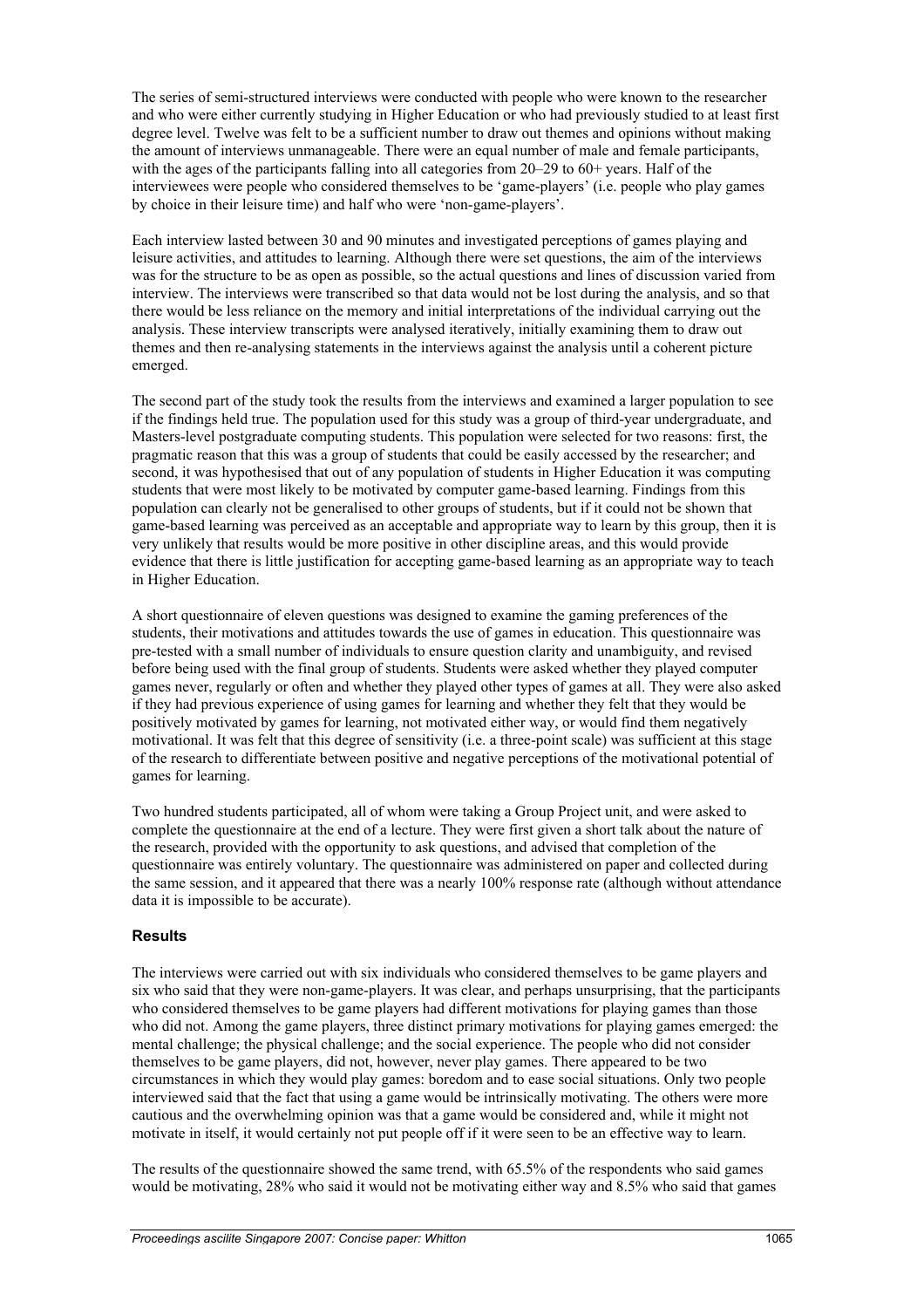The series of semi-structured interviews were conducted with people who were known to the researcher and who were either currently studying in Higher Education or who had previously studied to at least first degree level. Twelve was felt to be a sufficient number to draw out themes and opinions without making the amount of interviews unmanageable. There were an equal number of male and female participants, with the ages of the participants falling into all categories from 20–29 to 60+ years. Half of the interviewees were people who considered themselves to be 'game-players' (i.e. people who play games by choice in their leisure time) and half who were 'non-game-players'.

Each interview lasted between 30 and 90 minutes and investigated perceptions of games playing and leisure activities, and attitudes to learning. Although there were set questions, the aim of the interviews was for the structure to be as open as possible, so the actual questions and lines of discussion varied from interview. The interviews were transcribed so that data would not be lost during the analysis, and so that there would be less reliance on the memory and initial interpretations of the individual carrying out the analysis. These interview transcripts were analysed iteratively, initially examining them to draw out themes and then re-analysing statements in the interviews against the analysis until a coherent picture emerged.

The second part of the study took the results from the interviews and examined a larger population to see if the findings held true. The population used for this study was a group of third-year undergraduate, and Masters-level postgraduate computing students. This population were selected for two reasons: first, the pragmatic reason that this was a group of students that could be easily accessed by the researcher; and second, it was hypothesised that out of any population of students in Higher Education it was computing students that were most likely to be motivated by computer game-based learning. Findings from this population can clearly not be generalised to other groups of students, but if it could not be shown that game-based learning was perceived as an acceptable and appropriate way to learn by this group, then it is very unlikely that results would be more positive in other discipline areas, and this would provide evidence that there is little justification for accepting game-based learning as an appropriate way to teach in Higher Education.

A short questionnaire of eleven questions was designed to examine the gaming preferences of the students, their motivations and attitudes towards the use of games in education. This questionnaire was pre-tested with a small number of individuals to ensure question clarity and unambiguity, and revised before being used with the final group of students. Students were asked whether they played computer games never, regularly or often and whether they played other types of games at all. They were also asked if they had previous experience of using games for learning and whether they felt that they would be positively motivated by games for learning, not motivated either way, or would find them negatively motivational. It was felt that this degree of sensitivity (i.e. a three-point scale) was sufficient at this stage of the research to differentiate between positive and negative perceptions of the motivational potential of games for learning.

Two hundred students participated, all of whom were taking a Group Project unit, and were asked to complete the questionnaire at the end of a lecture. They were first given a short talk about the nature of the research, provided with the opportunity to ask questions, and advised that completion of the questionnaire was entirely voluntary. The questionnaire was administered on paper and collected during the same session, and it appeared that there was a nearly 100% response rate (although without attendance data it is impossible to be accurate).

## Results

The interviews were carried out with six individuals who considered themselves to be game players and six who said that they were non-game-players. It was clear, and perhaps unsurprising, that the participants who considered themselves to be game players had different motivations for playing games than those who did not. Among the game players, three distinct primary motivations for playing games emerged: the mental challenge; the physical challenge; and the social experience. The people who did not consider themselves to be game players, did not, however, never play games. There appeared to be two circumstances in which they would play games: boredom and to ease social situations. Only two people interviewed said that the fact that using a game would be intrinsically motivating. The others were more cautious and the overwhelming opinion was that a game would be considered and, while it might not motivate in itself, it would certainly not put people off if it were seen to be an effective way to learn.

The results of the questionnaire showed the same trend, with 65.5% of the respondents who said games would be motivating, 28% who said it would not be motivating either way and 8.5% who said that games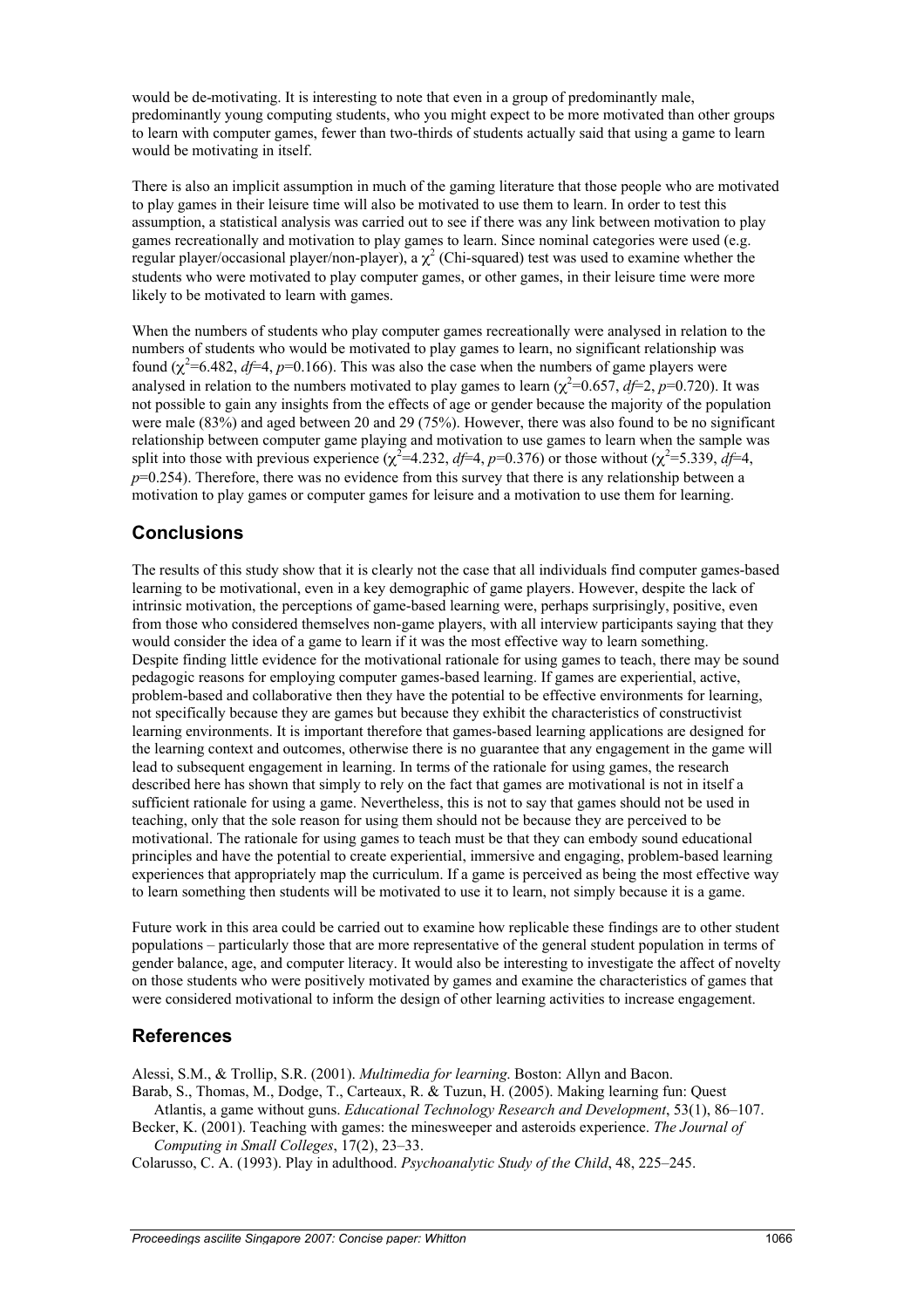would be de-motivating. It is interesting to note that even in a group of predominantly male, predominantly young computing students, who you might expect to be more motivated than other groups to learn with computer games, fewer than two-thirds of students actually said that using a game to learn would be motivating in itself.

There is also an implicit assumption in much of the gaming literature that those people who are motivated to play games in their leisure time will also be motivated to use them to learn. In order to test this assumption, a statistical analysis was carried out to see if there was any link between motivation to play games recreationally and motivation to play games to learn. Since nominal categories were used (e.g. regular player/occasional player/non-player), a $\chi^2$ (Chi-squared) test was used to examine whether the students who were motivated to play computer games, or other games, in their leisure time were more likely to be motivated to learn with games.

When the numbers of students who play computer games recreationally were analysed in relation to the numbers of students who would be motivated to play games to learn, no significant relationship was found ($\chi^2$=6.482, *df*=4, *p*=0.166). This was also the case when the numbers of game players were analysed in relation to the numbers motivated to play games to learn ($\chi^2$=0.657, *df*=2, *p*=0.720). It was not possible to gain any insights from the effects of age or gender because the majority of the population were male (83%) and aged between 20 and 29 (75%). However, there was also found to be no significant relationship between computer game playing and motivation to use games to learn when the sample was split into those with previous experience ($\chi^2$=4.232, *df*=4, *p*=0.376) or those without ($\chi^2$=5.339, *df*=4, *p*=0.254). Therefore, there was no evidence from this survey that there is any relationship between a motivation to play games or computer games for leisure and a motivation to use them for learning.

## Conclusions

The results of this study show that it is clearly not the case that all individuals find computer games-based learning to be motivational, even in a key demographic of game players. However, despite the lack of intrinsic motivation, the perceptions of game-based learning were, perhaps surprisingly, positive, even from those who considered themselves non-game players, with all interview participants saying that they would consider the idea of a game to learn if it was the most effective way to learn something. Despite finding little evidence for the motivational rationale for using games to teach, there may be sound pedagogic reasons for employing computer games-based learning. If games are experiential, active, problem-based and collaborative then they have the potential to be effective environments for learning, not specifically because they are games but because they exhibit the characteristics of constructivist learning environments. It is important therefore that games-based learning applications are designed for the learning context and outcomes, otherwise there is no guarantee that any engagement in the game will lead to subsequent engagement in learning. In terms of the rationale for using games, the research described here has shown that simply to rely on the fact that games are motivational is not in itself a sufficient rationale for using a game. Nevertheless, this is not to say that games should not be used in teaching, only that the sole reason for using them should not be because they are perceived to be motivational. The rationale for using games to teach must be that they can embody sound educational principles and have the potential to create experiential, immersive and engaging, problem-based learning experiences that appropriately map the curriculum. If a game is perceived as being the most effective way to learn something then students will be motivated to use it to learn, not simply because it is a game.

Future work in this area could be carried out to examine how replicable these findings are to other student populations – particularly those that are more representative of the general student population in terms of gender balance, age, and computer literacy. It would also be interesting to investigate the affect of novelty on those students who were positively motivated by games and examine the characteristics of games that were considered motivational to inform the design of other learning activities to increase engagement.

## References

Alessi, S.M., & Trollip, S.R. (2001). *Multimedia for learning*. Boston: Allyn and Bacon.

Barab, S., Thomas, M., Dodge, T., Carteaux, R. & Tuzun, H. (2005). Making learning fun: Quest Atlantis, a game without guns. *Educational Technology Research and Development*, 53(1), 86–107.

Becker, K. (2001). Teaching with games: the minesweeper and asteroids experience. *The Journal of Computing in Small Colleges*, 17(2), 23–33.

Colarusso, C. A. (1993). Play in adulthood. *Psychoanalytic Study of the Child*, 48, 225–245.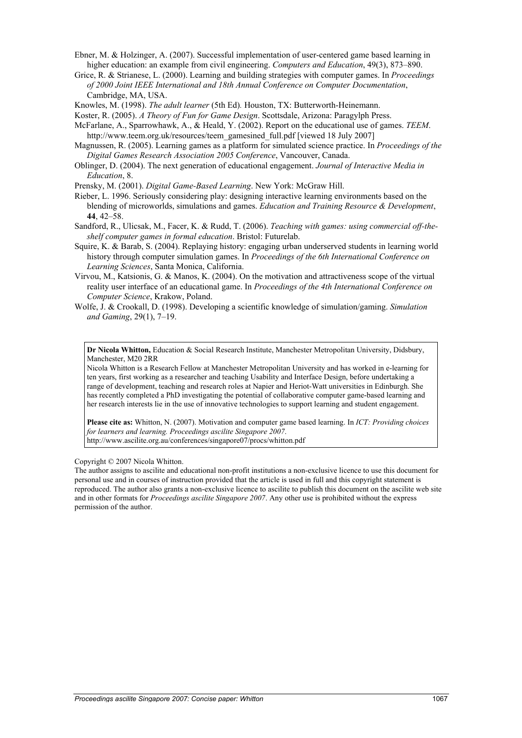Ebner, M. & Holzinger, A. (2007). Successful implementation of user-centered game based learning in higher education: an example from civil engineering. *Computers and Education*, 49(3), 873–890.

Grice, R. & Strianese, L. (2000). Learning and building strategies with computer games. In *Proceedings of 2000 Joint IEEE International and 18th Annual Conference on Computer Documentation*, Cambridge, MA, USA.

Knowles, M. (1998). *The adult learner* (5th Ed)*.* Houston, TX: Butterworth-Heinemann.

Koster, R. (2005). *A Theory of Fun for Game Design*. Scottsdale, Arizona: Paragylph Press.

McFarlane, A., Sparrowhawk, A., & Heald, Y. (2002). Report on the educational use of games. *TEEM*. http://www.teem.org.uk/resources/teem_gamesined_full.pdf [viewed 18 July 2007]

Magnussen, R. (2005). Learning games as a platform for simulated science practice. In *Proceedings of the Digital Games Research Association 2005 Conference*, Vancouver, Canada.

Oblinger, D. (2004). The next generation of educational engagement. *Journal of Interactive Media in Education*, 8.

Prensky, M. (2001). *Digital Game-Based Learning*. New York: McGraw Hill.

Rieber, L. 1996. Seriously considering play: designing interactive learning environments based on the blending of microworlds, simulations and games. *Education and Training Resource & Development*, **44**, 42–58.

Sandford, R., Ulicsak, M., Facer, K. & Rudd, T. (2006). *Teaching with games: using commercial off-the-shelf computer games in formal education*. Bristol: Futurelab.

Squire, K. & Barab, S. (2004). Replaying history: engaging urban underserved students in learning world history through computer simulation games. In *Proceedings of the 6th International Conference on Learning Sciences*, Santa Monica, California.

Virvou, M., Katsionis, G. & Manos, K. (2004). On the motivation and attractiveness scope of the virtual reality user interface of an educational game. In *Proceedings of the 4th International Conference on Computer Science*, Krakow, Poland.

Wolfe, J. & Crookall, D. (1998). Developing a scientific knowledge of simulation/gaming. *Simulation and Gaming*, 29(1), 7–19.

**Dr Nicola Whitton,** Education & Social Research Institute, Manchester Metropolitan University, Didsbury, Manchester, M20 2RR

Nicola Whitton is a Research Fellow at Manchester Metropolitan University and has worked in e-learning for ten years, first working as a researcher and teaching Usability and Interface Design, before undertaking a range of development, teaching and research roles at Napier and Heriot-Watt universities in Edinburgh. She has recently completed a PhD investigating the potential of collaborative computer game-based learning and her research interests lie in the use of innovative technologies to support learning and student engagement.

**Please cite as:** Whitton, N. (2007). Motivation and computer game based learning. In *ICT: Providing choices for learners and learning. Proceedings ascilite Singapore 2007.* http://www.ascilite.org.au/conferences/singapore07/procs/whitton.pdf

Copyright © 2007 Nicola Whitton.

The author assigns to ascilite and educational non-profit institutions a non-exclusive licence to use this document for personal use and in courses of instruction provided that the article is used in full and this copyright statement is reproduced. The author also grants a non-exclusive licence to ascilite to publish this document on the ascilite web site and in other formats for *Proceedings ascilite Singapore 2007*. Any other use is prohibited without the express permission of the author.